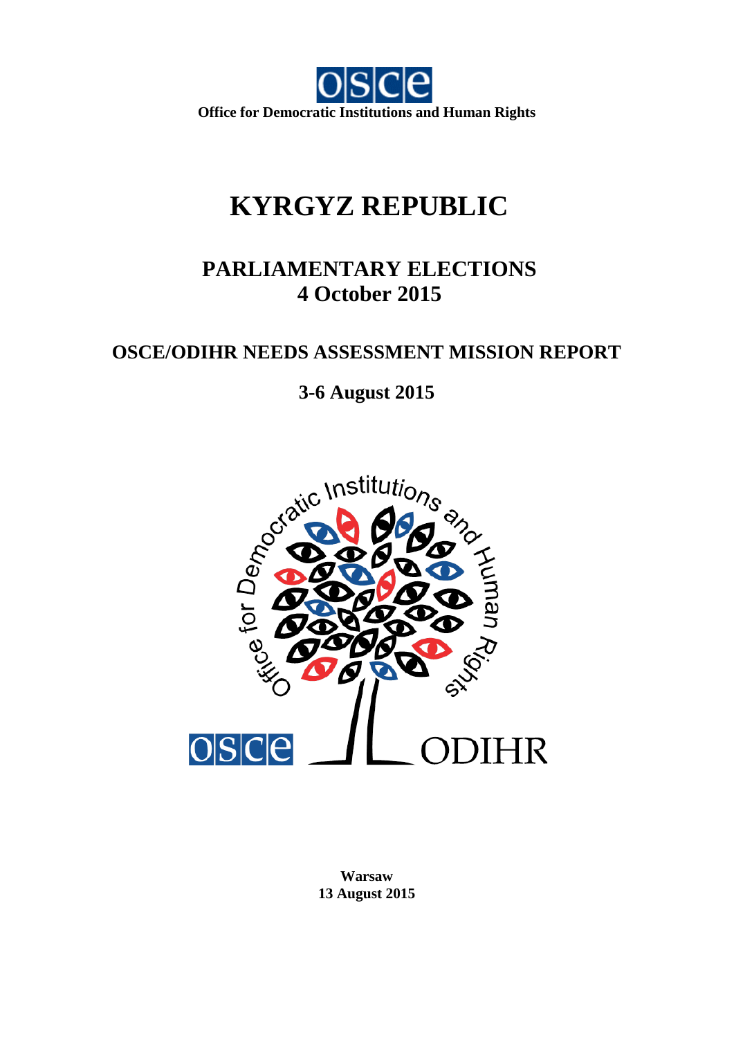Office for Democratic Institutions and Human Rights

# KYRGYZ REPUBLIC

## PARLIAMENTARY ELECTIONS
## 4 October 2015

## OSCE/ODIHR NEEDS ASSESSMENT MISSION REPORT

**3-6 August 2015**

**Warsaw**
**13 August 2015**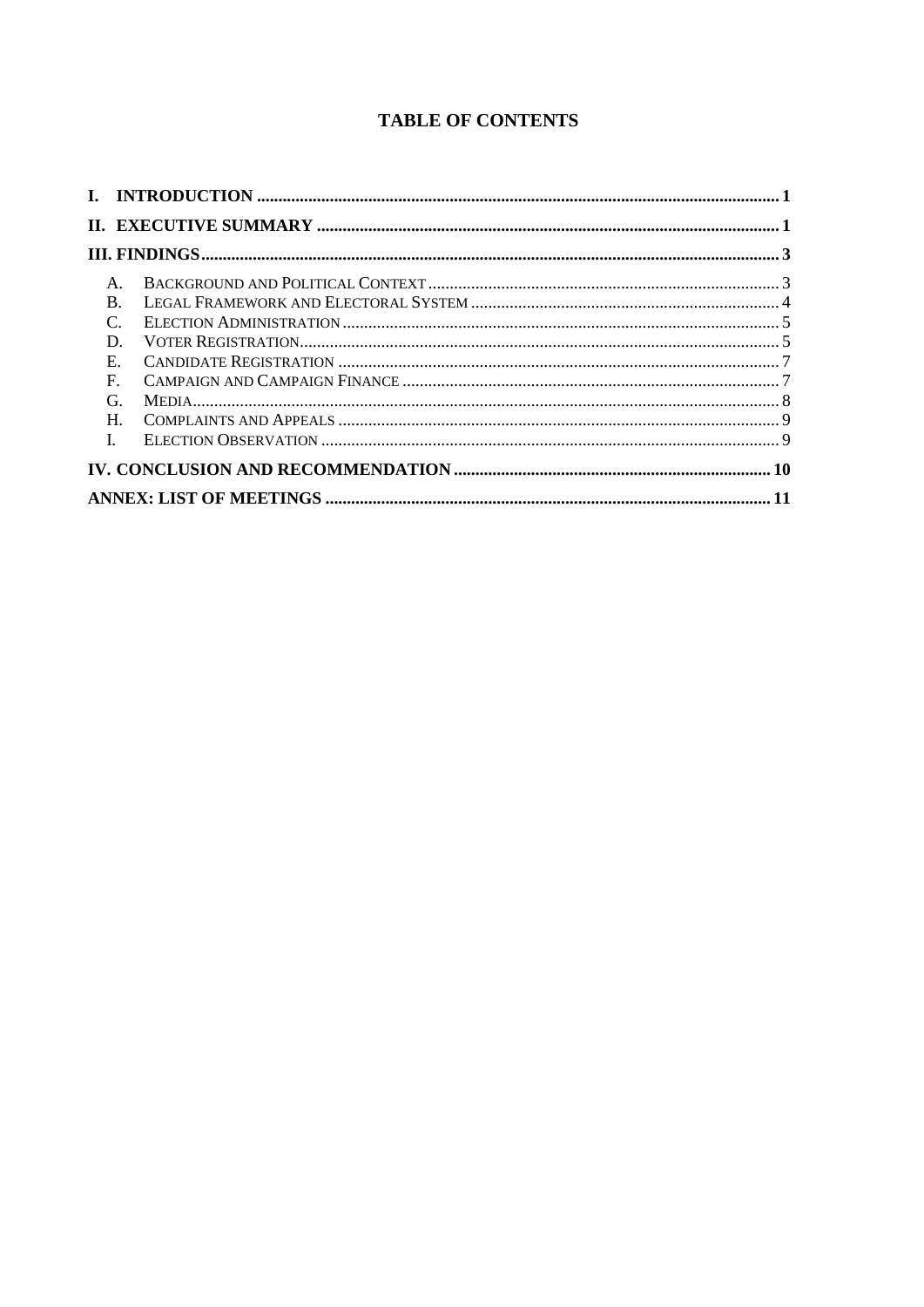# TABLE OF CONTENTS

- **I. INTRODUCTION** ..... 1
- **II. EXECUTIVE SUMMARY** ..... 1
- **III. FINDINGS** ..... 3
  - A. Background and Political Context ..... 3
  - B. Legal Framework and Electoral System ..... 4
  - C. Election Administration ..... 5
  - D. Voter Registration ..... 5
  - E. Candidate Registration ..... 7
  - F. Campaign and Campaign Finance ..... 7
  - G. Media ..... 8
  - H. Complaints and Appeals ..... 9
  - I. Election Observation ..... 9
- **IV. CONCLUSION AND RECOMMENDATION** ..... 10
- **ANNEX: LIST OF MEETINGS** ..... 11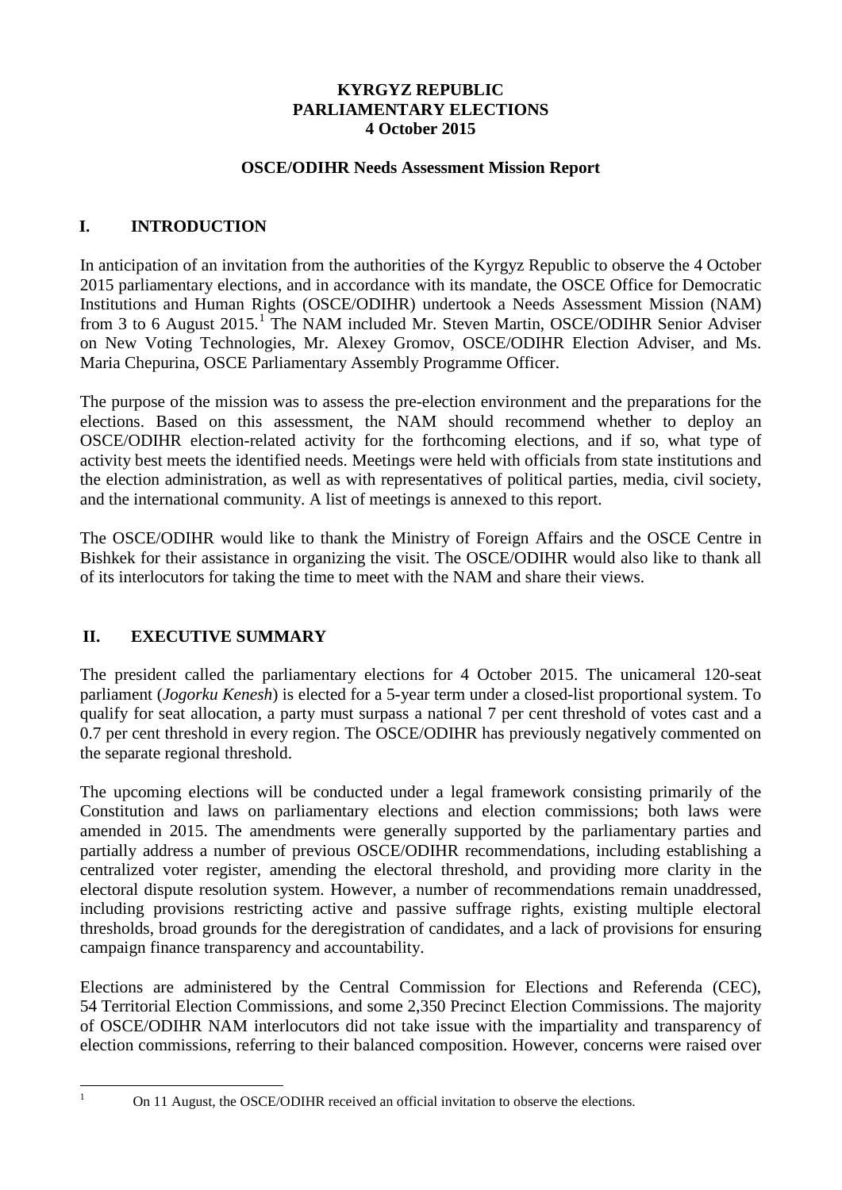**KYRGYZ REPUBLIC**
**PARLIAMENTARY ELECTIONS**
**4 October 2015**

**OSCE/ODIHR Needs Assessment Mission Report**

## I. INTRODUCTION

In anticipation of an invitation from the authorities of the Kyrgyz Republic to observe the 4 October 2015 parliamentary elections, and in accordance with its mandate, the OSCE Office for Democratic Institutions and Human Rights (OSCE/ODIHR) undertook a Needs Assessment Mission (NAM) from 3 to 6 August 2015.[1] The NAM included Mr. Steven Martin, OSCE/ODIHR Senior Adviser on New Voting Technologies, Mr. Alexey Gromov, OSCE/ODIHR Election Adviser, and Ms. Maria Chepurina, OSCE Parliamentary Assembly Programme Officer.

The purpose of the mission was to assess the pre-election environment and the preparations for the elections. Based on this assessment, the NAM should recommend whether to deploy an OSCE/ODIHR election-related activity for the forthcoming elections, and if so, what type of activity best meets the identified needs. Meetings were held with officials from state institutions and the election administration, as well as with representatives of political parties, media, civil society, and the international community. A list of meetings is annexed to this report.

The OSCE/ODIHR would like to thank the Ministry of Foreign Affairs and the OSCE Centre in Bishkek for their assistance in organizing the visit. The OSCE/ODIHR would also like to thank all of its interlocutors for taking the time to meet with the NAM and share their views.

## II. EXECUTIVE SUMMARY

The president called the parliamentary elections for 4 October 2015. The unicameral 120-seat parliament (*Jogorku Kenesh*) is elected for a 5-year term under a closed-list proportional system. To qualify for seat allocation, a party must surpass a national 7 per cent threshold of votes cast and a 0.7 per cent threshold in every region. The OSCE/ODIHR has previously negatively commented on the separate regional threshold.

The upcoming elections will be conducted under a legal framework consisting primarily of the Constitution and laws on parliamentary elections and election commissions; both laws were amended in 2015. The amendments were generally supported by the parliamentary parties and partially address a number of previous OSCE/ODIHR recommendations, including establishing a centralized voter register, amending the electoral threshold, and providing more clarity in the electoral dispute resolution system. However, a number of recommendations remain unaddressed, including provisions restricting active and passive suffrage rights, existing multiple electoral thresholds, broad grounds for the deregistration of candidates, and a lack of provisions for ensuring campaign finance transparency and accountability.

Elections are administered by the Central Commission for Elections and Referenda (CEC), 54 Territorial Election Commissions, and some 2,350 Precinct Election Commissions. The majority of OSCE/ODIHR NAM interlocutors did not take issue with the impartiality and transparency of election commissions, referring to their balanced composition. However, concerns were raised over

[1] On 11 August, the OSCE/ODIHR received an official invitation to observe the elections.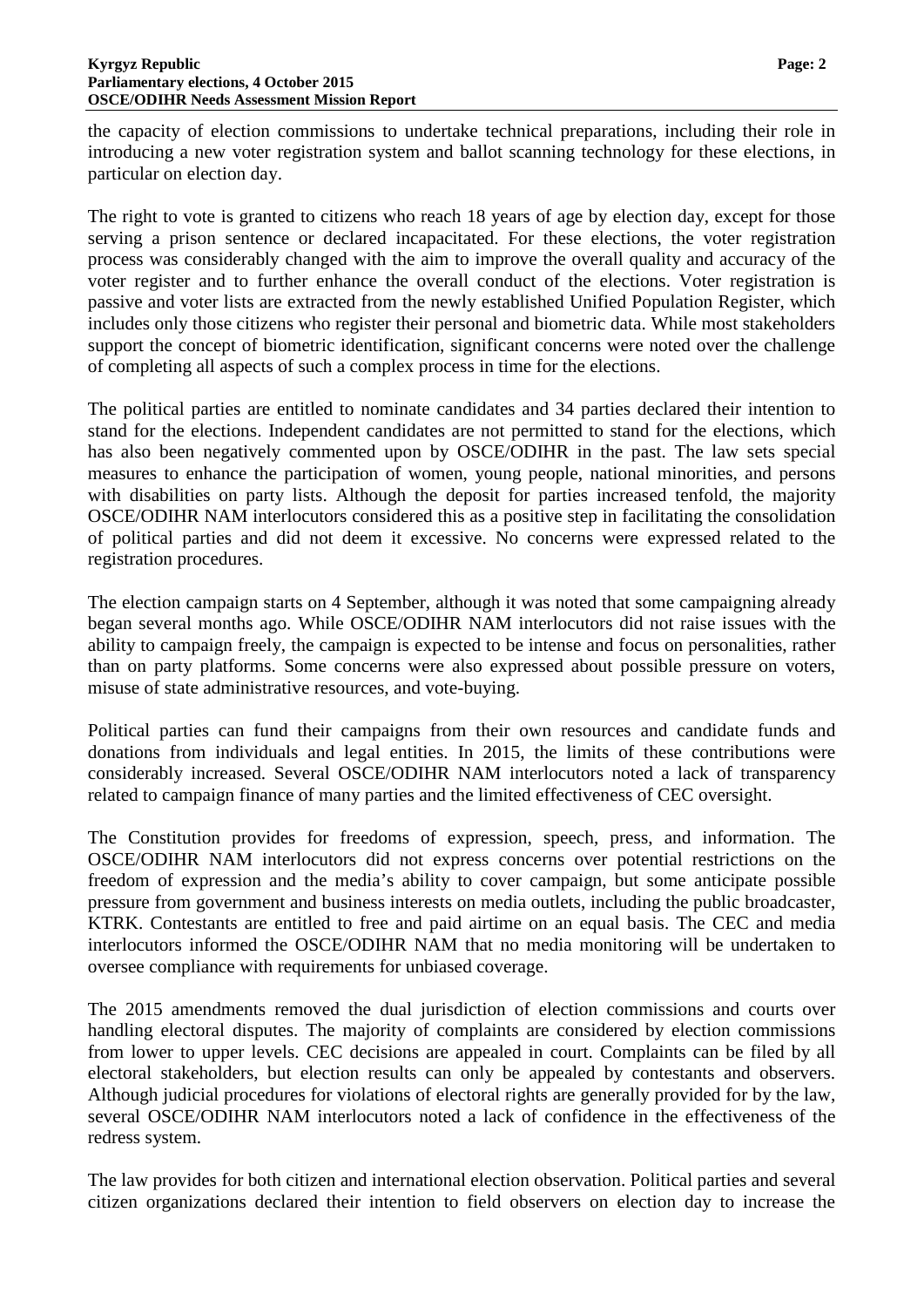the capacity of election commissions to undertake technical preparations, including their role in introducing a new voter registration system and ballot scanning technology for these elections, in particular on election day.

The right to vote is granted to citizens who reach 18 years of age by election day, except for those serving a prison sentence or declared incapacitated. For these elections, the voter registration process was considerably changed with the aim to improve the overall quality and accuracy of the voter register and to further enhance the overall conduct of the elections. Voter registration is passive and voter lists are extracted from the newly established Unified Population Register, which includes only those citizens who register their personal and biometric data. While most stakeholders support the concept of biometric identification, significant concerns were noted over the challenge of completing all aspects of such a complex process in time for the elections.

The political parties are entitled to nominate candidates and 34 parties declared their intention to stand for the elections. Independent candidates are not permitted to stand for the elections, which has also been negatively commented upon by OSCE/ODIHR in the past. The law sets special measures to enhance the participation of women, young people, national minorities, and persons with disabilities on party lists. Although the deposit for parties increased tenfold, the majority OSCE/ODIHR NAM interlocutors considered this as a positive step in facilitating the consolidation of political parties and did not deem it excessive. No concerns were expressed related to the registration procedures.

The election campaign starts on 4 September, although it was noted that some campaigning already began several months ago. While OSCE/ODIHR NAM interlocutors did not raise issues with the ability to campaign freely, the campaign is expected to be intense and focus on personalities, rather than on party platforms. Some concerns were also expressed about possible pressure on voters, misuse of state administrative resources, and vote-buying.

Political parties can fund their campaigns from their own resources and candidate funds and donations from individuals and legal entities. In 2015, the limits of these contributions were considerably increased. Several OSCE/ODIHR NAM interlocutors noted a lack of transparency related to campaign finance of many parties and the limited effectiveness of CEC oversight.

The Constitution provides for freedoms of expression, speech, press, and information. The OSCE/ODIHR NAM interlocutors did not express concerns over potential restrictions on the freedom of expression and the media's ability to cover campaign, but some anticipate possible pressure from government and business interests on media outlets, including the public broadcaster, KTRK. Contestants are entitled to free and paid airtime on an equal basis. The CEC and media interlocutors informed the OSCE/ODIHR NAM that no media monitoring will be undertaken to oversee compliance with requirements for unbiased coverage.

The 2015 amendments removed the dual jurisdiction of election commissions and courts over handling electoral disputes. The majority of complaints are considered by election commissions from lower to upper levels. CEC decisions are appealed in court. Complaints can be filed by all electoral stakeholders, but election results can only be appealed by contestants and observers. Although judicial procedures for violations of electoral rights are generally provided for by the law, several OSCE/ODIHR NAM interlocutors noted a lack of confidence in the effectiveness of the redress system.

The law provides for both citizen and international election observation. Political parties and several citizen organizations declared their intention to field observers on election day to increase the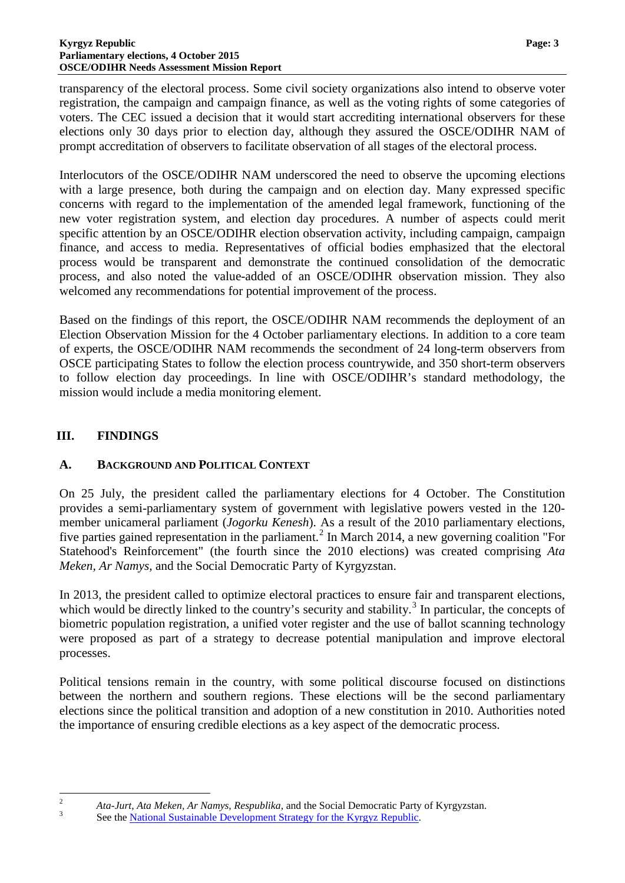transparency of the electoral process. Some civil society organizations also intend to observe voter registration, the campaign and campaign finance, as well as the voting rights of some categories of voters. The CEC issued a decision that it would start accrediting international observers for these elections only 30 days prior to election day, although they assured the OSCE/ODIHR NAM of prompt accreditation of observers to facilitate observation of all stages of the electoral process.

Interlocutors of the OSCE/ODIHR NAM underscored the need to observe the upcoming elections with a large presence, both during the campaign and on election day. Many expressed specific concerns with regard to the implementation of the amended legal framework, functioning of the new voter registration system, and election day procedures. A number of aspects could merit specific attention by an OSCE/ODIHR election observation activity, including campaign, campaign finance, and access to media. Representatives of official bodies emphasized that the electoral process would be transparent and demonstrate the continued consolidation of the democratic process, and also noted the value-added of an OSCE/ODIHR observation mission. They also welcomed any recommendations for potential improvement of the process.

Based on the findings of this report, the OSCE/ODIHR NAM recommends the deployment of an Election Observation Mission for the 4 October parliamentary elections. In addition to a core team of experts, the OSCE/ODIHR NAM recommends the secondment of 24 long-term observers from OSCE participating States to follow the election process countrywide, and 350 short-term observers to follow election day proceedings. In line with OSCE/ODIHR's standard methodology, the mission would include a media monitoring element.

## III. FINDINGS

### A. BACKGROUND AND POLITICAL CONTEXT

On 25 July, the president called the parliamentary elections for 4 October. The Constitution provides a semi-parliamentary system of government with legislative powers vested in the 120-member unicameral parliament (*Jogorku Kenesh*). As a result of the 2010 parliamentary elections, five parties gained representation in the parliament.[2] In March 2014, a new governing coalition "For Statehood's Reinforcement" (the fourth since the 2010 elections) was created comprising *Ata Meken*, *Ar Namys,* and the Social Democratic Party of Kyrgyzstan.

In 2013, the president called to optimize electoral practices to ensure fair and transparent elections, which would be directly linked to the country's security and stability.[3] In particular, the concepts of biometric population registration, a unified voter register and the use of ballot scanning technology were proposed as part of a strategy to decrease potential manipulation and improve electoral processes.

Political tensions remain in the country, with some political discourse focused on distinctions between the northern and southern regions. These elections will be the second parliamentary elections since the political transition and adoption of a new constitution in 2010. Authorities noted the importance of ensuring credible elections as a key aspect of the democratic process.

---

[2] *Ata-Jurt, Ata Meken, Ar Namys, Respublika,* and the Social Democratic Party of Kyrgyzstan.

[3] See the National Sustainable Development Strategy for the Kyrgyz Republic.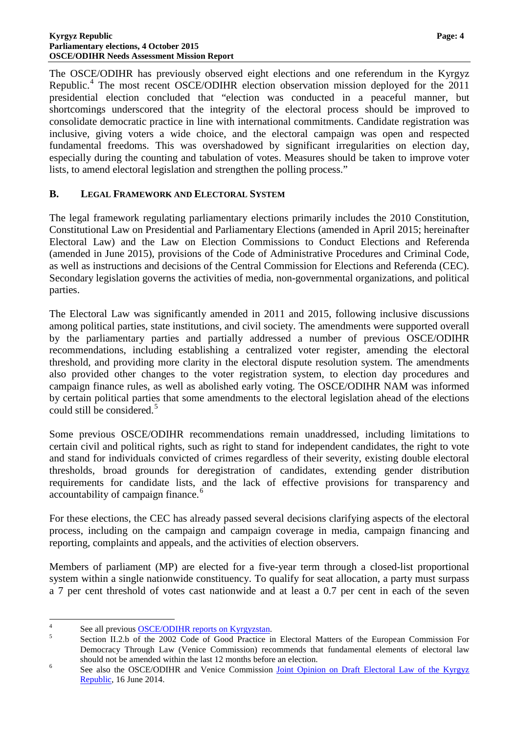The OSCE/ODIHR has previously observed eight elections and one referendum in the Kyrgyz Republic.[4] The most recent OSCE/ODIHR election observation mission deployed for the 2011 presidential election concluded that "election was conducted in a peaceful manner, but shortcomings underscored that the integrity of the electoral process should be improved to consolidate democratic practice in line with international commitments. Candidate registration was inclusive, giving voters a wide choice, and the electoral campaign was open and respected fundamental freedoms. This was overshadowed by significant irregularities on election day, especially during the counting and tabulation of votes. Measures should be taken to improve voter lists, to amend electoral legislation and strengthen the polling process."

## B. LEGAL FRAMEWORK AND ELECTORAL SYSTEM

The legal framework regulating parliamentary elections primarily includes the 2010 Constitution, Constitutional Law on Presidential and Parliamentary Elections (amended in April 2015; hereinafter Electoral Law) and the Law on Election Commissions to Conduct Elections and Referenda (amended in June 2015), provisions of the Code of Administrative Procedures and Criminal Code, as well as instructions and decisions of the Central Commission for Elections and Referenda (CEC). Secondary legislation governs the activities of media, non-governmental organizations, and political parties.

The Electoral Law was significantly amended in 2011 and 2015, following inclusive discussions among political parties, state institutions, and civil society. The amendments were supported overall by the parliamentary parties and partially addressed a number of previous OSCE/ODIHR recommendations, including establishing a centralized voter register, amending the electoral threshold, and providing more clarity in the electoral dispute resolution system. The amendments also provided other changes to the voter registration system, to election day procedures and campaign finance rules, as well as abolished early voting. The OSCE/ODIHR NAM was informed by certain political parties that some amendments to the electoral legislation ahead of the elections could still be considered.[5]

Some previous OSCE/ODIHR recommendations remain unaddressed, including limitations to certain civil and political rights, such as right to stand for independent candidates, the right to vote and stand for individuals convicted of crimes regardless of their severity, existing double electoral thresholds, broad grounds for deregistration of candidates, extending gender distribution requirements for candidate lists, and the lack of effective provisions for transparency and accountability of campaign finance.[6]

For these elections, the CEC has already passed several decisions clarifying aspects of the electoral process, including on the campaign and campaign coverage in media, campaign financing and reporting, complaints and appeals, and the activities of election observers.

Members of parliament (MP) are elected for a five-year term through a closed-list proportional system within a single nationwide constituency. To qualify for seat allocation, a party must surpass a 7 per cent threshold of votes cast nationwide and at least a 0.7 per cent in each of the seven

---

[4] See all previous OSCE/ODIHR reports on Kyrgyzstan.

[5] Section II.2.b of the 2002 Code of Good Practice in Electoral Matters of the European Commission For Democracy Through Law (Venice Commission) recommends that fundamental elements of electoral law should not be amended within the last 12 months before an election.

[6] See also the OSCE/ODIHR and Venice Commission Joint Opinion on Draft Electoral Law of the Kyrgyz Republic, 16 June 2014.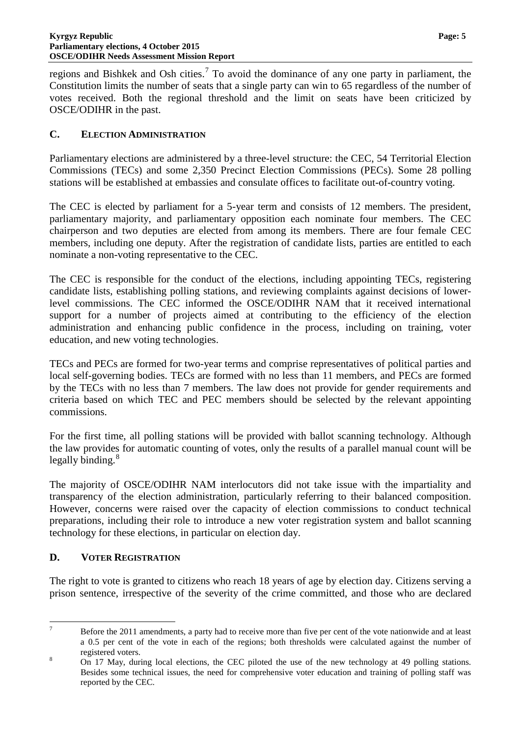regions and Bishkek and Osh cities.[7] To avoid the dominance of any one party in parliament, the Constitution limits the number of seats that a single party can win to 65 regardless of the number of votes received. Both the regional threshold and the limit on seats have been criticized by OSCE/ODIHR in the past.

## C. ELECTION ADMINISTRATION

Parliamentary elections are administered by a three-level structure: the CEC, 54 Territorial Election Commissions (TECs) and some 2,350 Precinct Election Commissions (PECs). Some 28 polling stations will be established at embassies and consulate offices to facilitate out-of-country voting.

The CEC is elected by parliament for a 5-year term and consists of 12 members. The president, parliamentary majority, and parliamentary opposition each nominate four members. The CEC chairperson and two deputies are elected from among its members. There are four female CEC members, including one deputy. After the registration of candidate lists, parties are entitled to each nominate a non-voting representative to the CEC.

The CEC is responsible for the conduct of the elections, including appointing TECs, registering candidate lists, establishing polling stations, and reviewing complaints against decisions of lower-level commissions. The CEC informed the OSCE/ODIHR NAM that it received international support for a number of projects aimed at contributing to the efficiency of the election administration and enhancing public confidence in the process, including on training, voter education, and new voting technologies.

TECs and PECs are formed for two-year terms and comprise representatives of political parties and local self-governing bodies. TECs are formed with no less than 11 members, and PECs are formed by the TECs with no less than 7 members. The law does not provide for gender requirements and criteria based on which TEC and PEC members should be selected by the relevant appointing commissions.

For the first time, all polling stations will be provided with ballot scanning technology. Although the law provides for automatic counting of votes, only the results of a parallel manual count will be legally binding.[8]

The majority of OSCE/ODIHR NAM interlocutors did not take issue with the impartiality and transparency of the election administration, particularly referring to their balanced composition. However, concerns were raised over the capacity of election commissions to conduct technical preparations, including their role to introduce a new voter registration system and ballot scanning technology for these elections, in particular on election day.

## D. VOTER REGISTRATION

The right to vote is granted to citizens who reach 18 years of age by election day. Citizens serving a prison sentence, irrespective of the severity of the crime committed, and those who are declared

---

[7] Before the 2011 amendments, a party had to receive more than five per cent of the vote nationwide and at least a 0.5 per cent of the vote in each of the regions; both thresholds were calculated against the number of registered voters.

[8] On 17 May, during local elections, the CEC piloted the use of the new technology at 49 polling stations. Besides some technical issues, the need for comprehensive voter education and training of polling staff was reported by the CEC.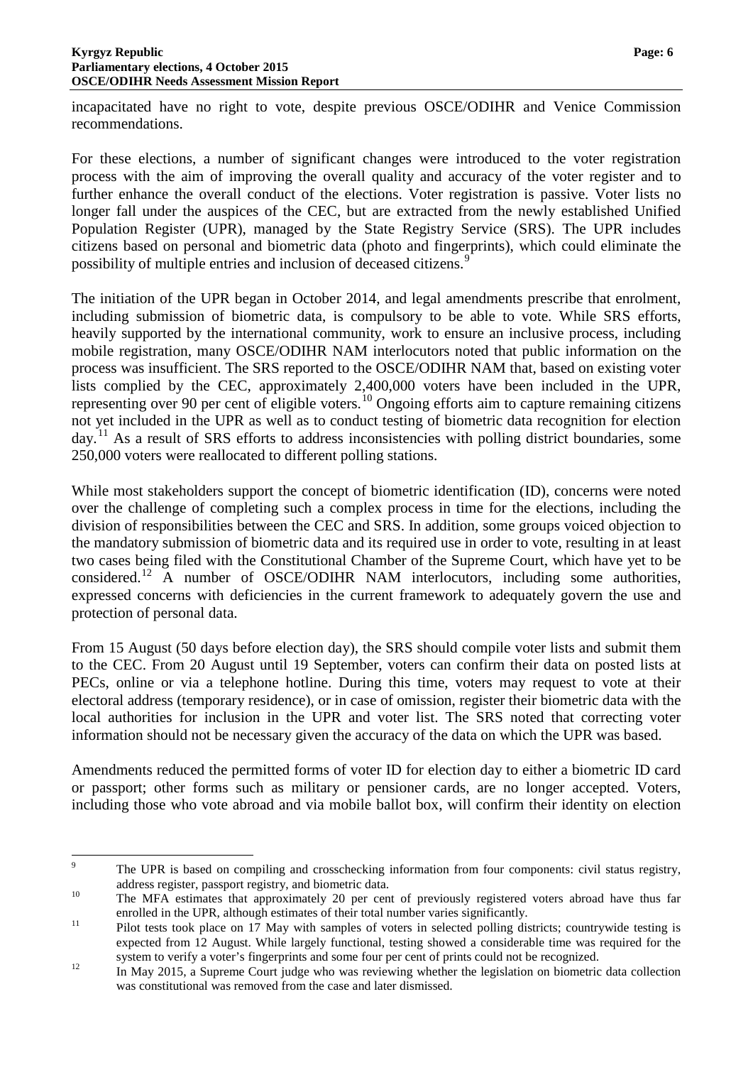incapacitated have no right to vote, despite previous OSCE/ODIHR and Venice Commission recommendations.

For these elections, a number of significant changes were introduced to the voter registration process with the aim of improving the overall quality and accuracy of the voter register and to further enhance the overall conduct of the elections. Voter registration is passive. Voter lists no longer fall under the auspices of the CEC, but are extracted from the newly established Unified Population Register (UPR), managed by the State Registry Service (SRS). The UPR includes citizens based on personal and biometric data (photo and fingerprints), which could eliminate the possibility of multiple entries and inclusion of deceased citizens.[9]

The initiation of the UPR began in October 2014, and legal amendments prescribe that enrolment, including submission of biometric data, is compulsory to be able to vote. While SRS efforts, heavily supported by the international community, work to ensure an inclusive process, including mobile registration, many OSCE/ODIHR NAM interlocutors noted that public information on the process was insufficient. The SRS reported to the OSCE/ODIHR NAM that, based on existing voter lists complied by the CEC, approximately 2,400,000 voters have been included in the UPR, representing over 90 per cent of eligible voters.[10] Ongoing efforts aim to capture remaining citizens not yet included in the UPR as well as to conduct testing of biometric data recognition for election day.[11] As a result of SRS efforts to address inconsistencies with polling district boundaries, some 250,000 voters were reallocated to different polling stations.

While most stakeholders support the concept of biometric identification (ID), concerns were noted over the challenge of completing such a complex process in time for the elections, including the division of responsibilities between the CEC and SRS. In addition, some groups voiced objection to the mandatory submission of biometric data and its required use in order to vote, resulting in at least two cases being filed with the Constitutional Chamber of the Supreme Court, which have yet to be considered.[12] A number of OSCE/ODIHR NAM interlocutors, including some authorities, expressed concerns with deficiencies in the current framework to adequately govern the use and protection of personal data.

From 15 August (50 days before election day), the SRS should compile voter lists and submit them to the CEC. From 20 August until 19 September, voters can confirm their data on posted lists at PECs, online or via a telephone hotline. During this time, voters may request to vote at their electoral address (temporary residence), or in case of omission, register their biometric data with the local authorities for inclusion in the UPR and voter list. The SRS noted that correcting voter information should not be necessary given the accuracy of the data on which the UPR was based.

Amendments reduced the permitted forms of voter ID for election day to either a biometric ID card or passport; other forms such as military or pensioner cards, are no longer accepted. Voters, including those who vote abroad and via mobile ballot box, will confirm their identity on election

---

[9] The UPR is based on compiling and crosschecking information from four components: civil status registry, address register, passport registry, and biometric data.

[10] The MFA estimates that approximately 20 per cent of previously registered voters abroad have thus far enrolled in the UPR, although estimates of their total number varies significantly.

[11] Pilot tests took place on 17 May with samples of voters in selected polling districts; countrywide testing is expected from 12 August. While largely functional, testing showed a considerable time was required for the system to verify a voter's fingerprints and some four per cent of prints could not be recognized.

[12] In May 2015, a Supreme Court judge who was reviewing whether the legislation on biometric data collection was constitutional was removed from the case and later dismissed.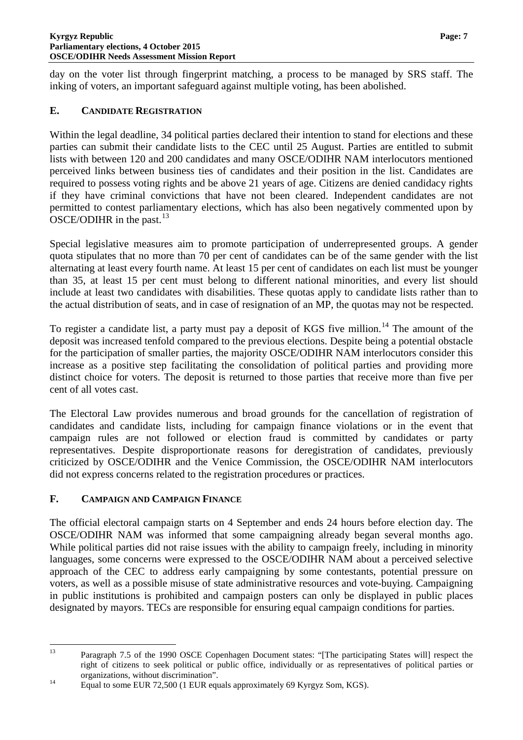day on the voter list through fingerprint matching, a process to be managed by SRS staff. The inking of voters, an important safeguard against multiple voting, has been abolished.

## E. CANDIDATE REGISTRATION

Within the legal deadline, 34 political parties declared their intention to stand for elections and these parties can submit their candidate lists to the CEC until 25 August. Parties are entitled to submit lists with between 120 and 200 candidates and many OSCE/ODIHR NAM interlocutors mentioned perceived links between business ties of candidates and their position in the list. Candidates are required to possess voting rights and be above 21 years of age. Citizens are denied candidacy rights if they have criminal convictions that have not been cleared. Independent candidates are not permitted to contest parliamentary elections, which has also been negatively commented upon by OSCE/ODIHR in the past.[13]

Special legislative measures aim to promote participation of underrepresented groups. A gender quota stipulates that no more than 70 per cent of candidates can be of the same gender with the list alternating at least every fourth name. At least 15 per cent of candidates on each list must be younger than 35, at least 15 per cent must belong to different national minorities, and every list should include at least two candidates with disabilities. These quotas apply to candidate lists rather than to the actual distribution of seats, and in case of resignation of an MP, the quotas may not be respected.

To register a candidate list, a party must pay a deposit of KGS five million.[14] The amount of the deposit was increased tenfold compared to the previous elections. Despite being a potential obstacle for the participation of smaller parties, the majority OSCE/ODIHR NAM interlocutors consider this increase as a positive step facilitating the consolidation of political parties and providing more distinct choice for voters. The deposit is returned to those parties that receive more than five per cent of all votes cast.

The Electoral Law provides numerous and broad grounds for the cancellation of registration of candidates and candidate lists, including for campaign finance violations or in the event that campaign rules are not followed or election fraud is committed by candidates or party representatives. Despite disproportionate reasons for deregistration of candidates, previously criticized by OSCE/ODIHR and the Venice Commission, the OSCE/ODIHR NAM interlocutors did not express concerns related to the registration procedures or practices.

## F. CAMPAIGN AND CAMPAIGN FINANCE

The official electoral campaign starts on 4 September and ends 24 hours before election day. The OSCE/ODIHR NAM was informed that some campaigning already began several months ago. While political parties did not raise issues with the ability to campaign freely, including in minority languages, some concerns were expressed to the OSCE/ODIHR NAM about a perceived selective approach of the CEC to address early campaigning by some contestants, potential pressure on voters, as well as a possible misuse of state administrative resources and vote-buying. Campaigning in public institutions is prohibited and campaign posters can only be displayed in public places designated by mayors. TECs are responsible for ensuring equal campaign conditions for parties.

---

[13] Paragraph 7.5 of the 1990 OSCE Copenhagen Document states: "[The participating States will] respect the right of citizens to seek political or public office, individually or as representatives of political parties or organizations, without discrimination".

[14] Equal to some EUR 72,500 (1 EUR equals approximately 69 Kyrgyz Som, KGS).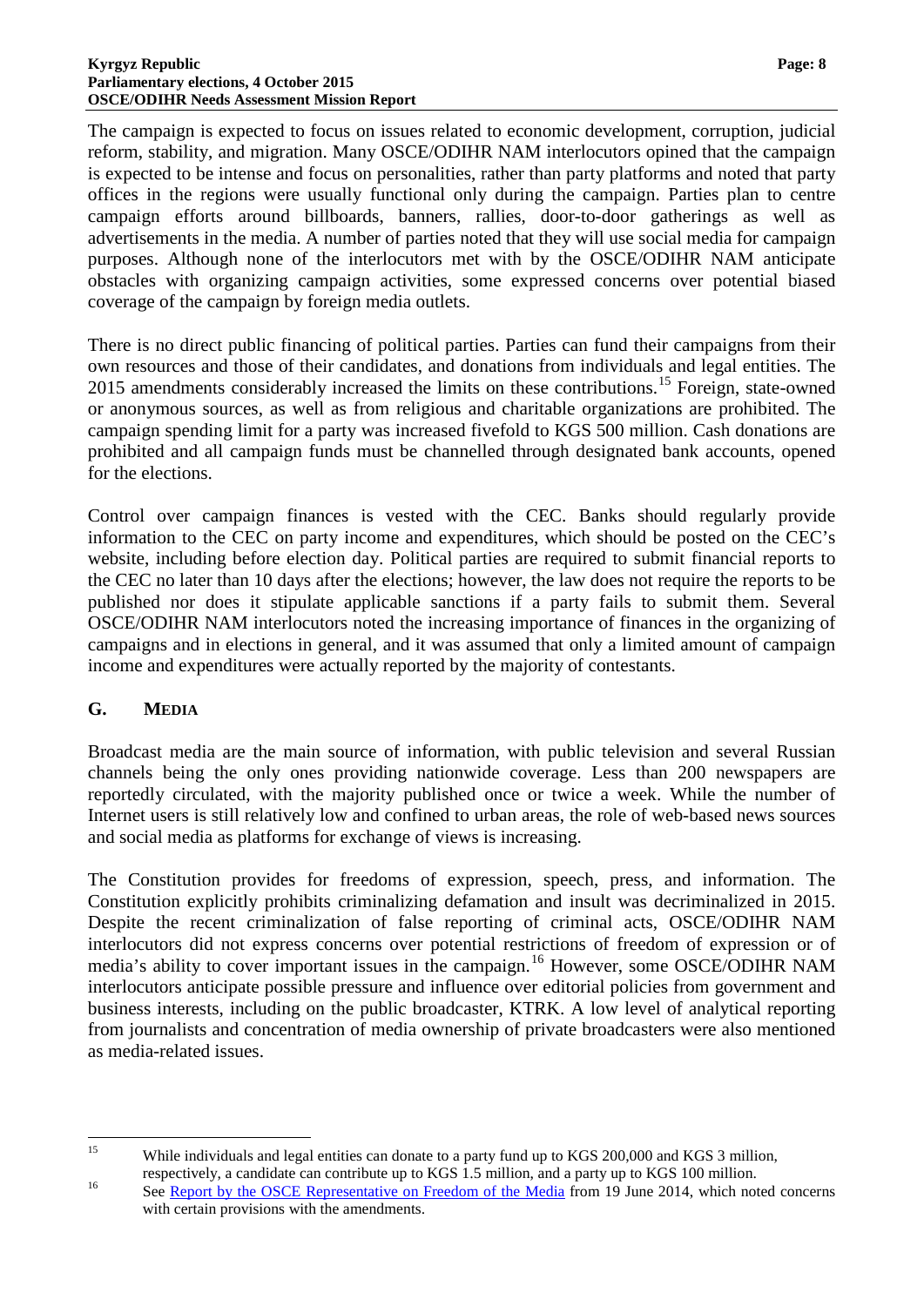The campaign is expected to focus on issues related to economic development, corruption, judicial reform, stability, and migration. Many OSCE/ODIHR NAM interlocutors opined that the campaign is expected to be intense and focus on personalities, rather than party platforms and noted that party offices in the regions were usually functional only during the campaign. Parties plan to centre campaign efforts around billboards, banners, rallies, door-to-door gatherings as well as advertisements in the media. A number of parties noted that they will use social media for campaign purposes. Although none of the interlocutors met with by the OSCE/ODIHR NAM anticipate obstacles with organizing campaign activities, some expressed concerns over potential biased coverage of the campaign by foreign media outlets.

There is no direct public financing of political parties. Parties can fund their campaigns from their own resources and those of their candidates, and donations from individuals and legal entities. The 2015 amendments considerably increased the limits on these contributions.[15] Foreign, state-owned or anonymous sources, as well as from religious and charitable organizations are prohibited. The campaign spending limit for a party was increased fivefold to KGS 500 million. Cash donations are prohibited and all campaign funds must be channelled through designated bank accounts, opened for the elections.

Control over campaign finances is vested with the CEC. Banks should regularly provide information to the CEC on party income and expenditures, which should be posted on the CEC's website, including before election day. Political parties are required to submit financial reports to the CEC no later than 10 days after the elections; however, the law does not require the reports to be published nor does it stipulate applicable sanctions if a party fails to submit them. Several OSCE/ODIHR NAM interlocutors noted the increasing importance of finances in the organizing of campaigns and in elections in general, and it was assumed that only a limited amount of campaign income and expenditures were actually reported by the majority of contestants.

## G. MEDIA

Broadcast media are the main source of information, with public television and several Russian channels being the only ones providing nationwide coverage. Less than 200 newspapers are reportedly circulated, with the majority published once or twice a week. While the number of Internet users is still relatively low and confined to urban areas, the role of web-based news sources and social media as platforms for exchange of views is increasing.

The Constitution provides for freedoms of expression, speech, press, and information. The Constitution explicitly prohibits criminalizing defamation and insult was decriminalized in 2015. Despite the recent criminalization of false reporting of criminal acts, OSCE/ODIHR NAM interlocutors did not express concerns over potential restrictions of freedom of expression or of media's ability to cover important issues in the campaign.[16] However, some OSCE/ODIHR NAM interlocutors anticipate possible pressure and influence over editorial policies from government and business interests, including on the public broadcaster, KTRK. A low level of analytical reporting from journalists and concentration of media ownership of private broadcasters were also mentioned as media-related issues.

---

[15] While individuals and legal entities can donate to a party fund up to KGS 200,000 and KGS 3 million, respectively, a candidate can contribute up to KGS 1.5 million, and a party up to KGS 100 million.

[16] See Report by the OSCE Representative on Freedom of the Media from 19 June 2014, which noted concerns with certain provisions with the amendments.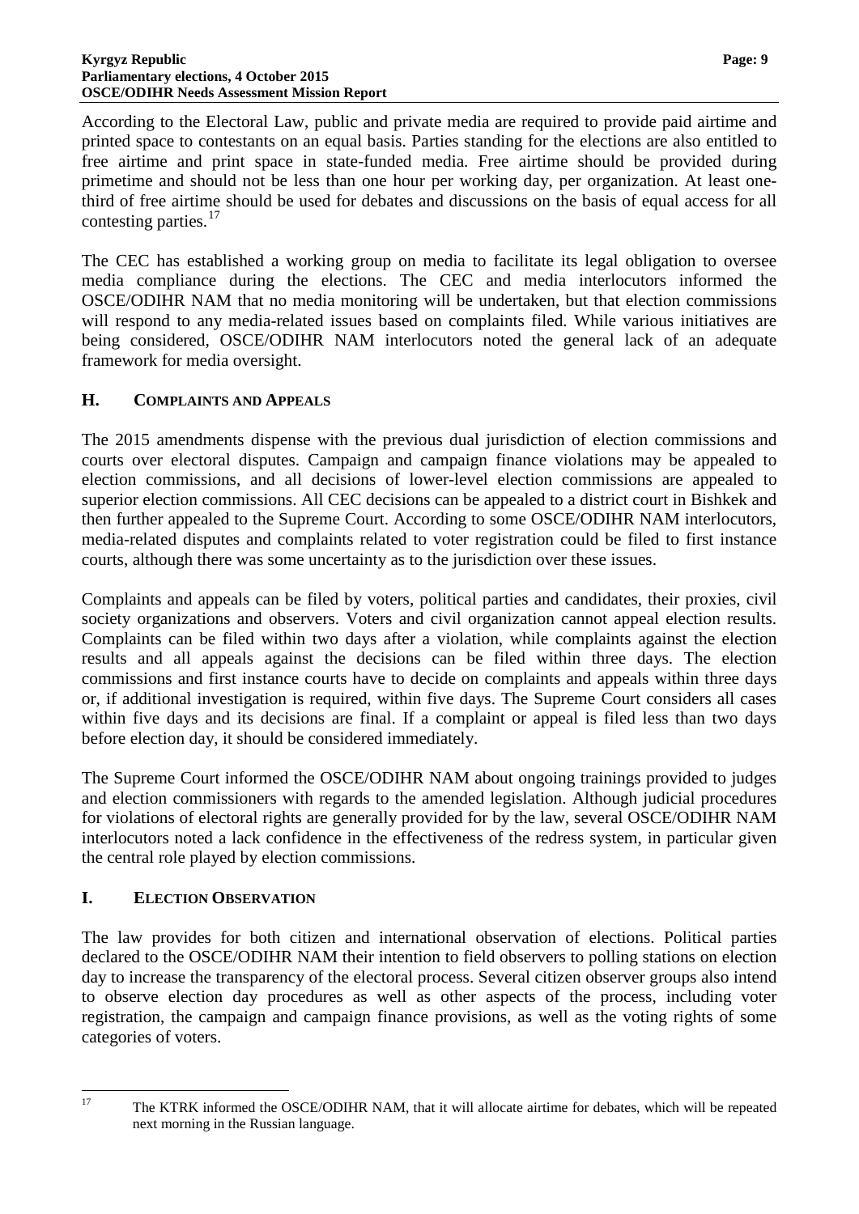According to the Electoral Law, public and private media are required to provide paid airtime and printed space to contestants on an equal basis. Parties standing for the elections are also entitled to free airtime and print space in state-funded media. Free airtime should be provided during primetime and should not be less than one hour per working day, per organization. At least one-third of free airtime should be used for debates and discussions on the basis of equal access for all contesting parties.[17]

The CEC has established a working group on media to facilitate its legal obligation to oversee media compliance during the elections. The CEC and media interlocutors informed the OSCE/ODIHR NAM that no media monitoring will be undertaken, but that election commissions will respond to any media-related issues based on complaints filed. While various initiatives are being considered, OSCE/ODIHR NAM interlocutors noted the general lack of an adequate framework for media oversight.

## H. Complaints and Appeals

The 2015 amendments dispense with the previous dual jurisdiction of election commissions and courts over electoral disputes. Campaign and campaign finance violations may be appealed to election commissions, and all decisions of lower-level election commissions are appealed to superior election commissions. All CEC decisions can be appealed to a district court in Bishkek and then further appealed to the Supreme Court. According to some OSCE/ODIHR NAM interlocutors, media-related disputes and complaints related to voter registration could be filed to first instance courts, although there was some uncertainty as to the jurisdiction over these issues.

Complaints and appeals can be filed by voters, political parties and candidates, their proxies, civil society organizations and observers. Voters and civil organization cannot appeal election results. Complaints can be filed within two days after a violation, while complaints against the election results and all appeals against the decisions can be filed within three days. The election commissions and first instance courts have to decide on complaints and appeals within three days or, if additional investigation is required, within five days. The Supreme Court considers all cases within five days and its decisions are final. If a complaint or appeal is filed less than two days before election day, it should be considered immediately.

The Supreme Court informed the OSCE/ODIHR NAM about ongoing trainings provided to judges and election commissioners with regards to the amended legislation. Although judicial procedures for violations of electoral rights are generally provided for by the law, several OSCE/ODIHR NAM interlocutors noted a lack confidence in the effectiveness of the redress system, in particular given the central role played by election commissions.

## I. Election Observation

The law provides for both citizen and international observation of elections. Political parties declared to the OSCE/ODIHR NAM their intention to field observers to polling stations on election day to increase the transparency of the electoral process. Several citizen observer groups also intend to observe election day procedures as well as other aspects of the process, including voter registration, the campaign and campaign finance provisions, as well as the voting rights of some categories of voters.

---

[17] The KTRK informed the OSCE/ODIHR NAM, that it will allocate airtime for debates, which will be repeated next morning in the Russian language.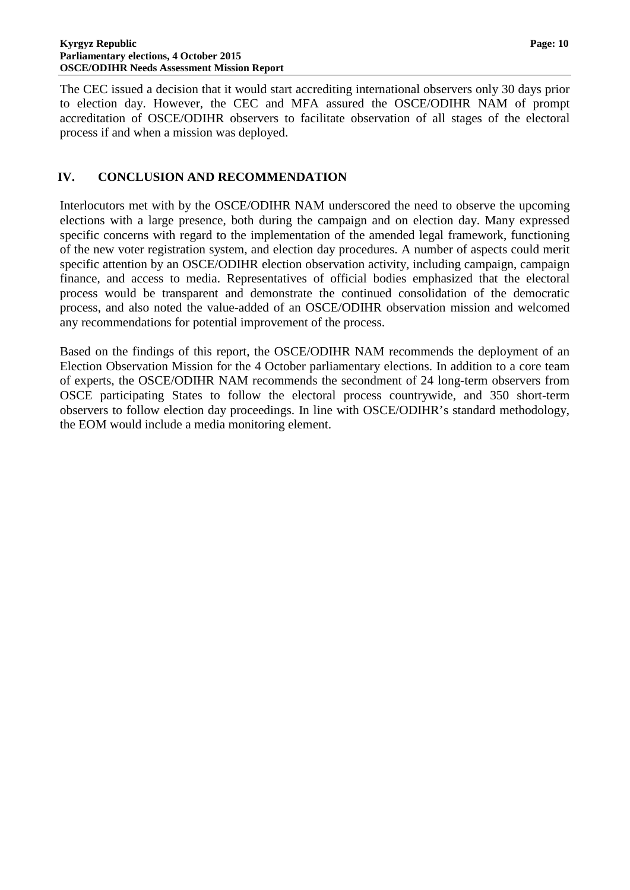The CEC issued a decision that it would start accrediting international observers only 30 days prior to election day. However, the CEC and MFA assured the OSCE/ODIHR NAM of prompt accreditation of OSCE/ODIHR observers to facilitate observation of all stages of the electoral process if and when a mission was deployed.

## IV. CONCLUSION AND RECOMMENDATION

Interlocutors met with by the OSCE/ODIHR NAM underscored the need to observe the upcoming elections with a large presence, both during the campaign and on election day. Many expressed specific concerns with regard to the implementation of the amended legal framework, functioning of the new voter registration system, and election day procedures. A number of aspects could merit specific attention by an OSCE/ODIHR election observation activity, including campaign, campaign finance, and access to media. Representatives of official bodies emphasized that the electoral process would be transparent and demonstrate the continued consolidation of the democratic process, and also noted the value-added of an OSCE/ODIHR observation mission and welcomed any recommendations for potential improvement of the process.

Based on the findings of this report, the OSCE/ODIHR NAM recommends the deployment of an Election Observation Mission for the 4 October parliamentary elections. In addition to a core team of experts, the OSCE/ODIHR NAM recommends the secondment of 24 long-term observers from OSCE participating States to follow the electoral process countrywide, and 350 short-term observers to follow election day proceedings. In line with OSCE/ODIHR's standard methodology, the EOM would include a media monitoring element.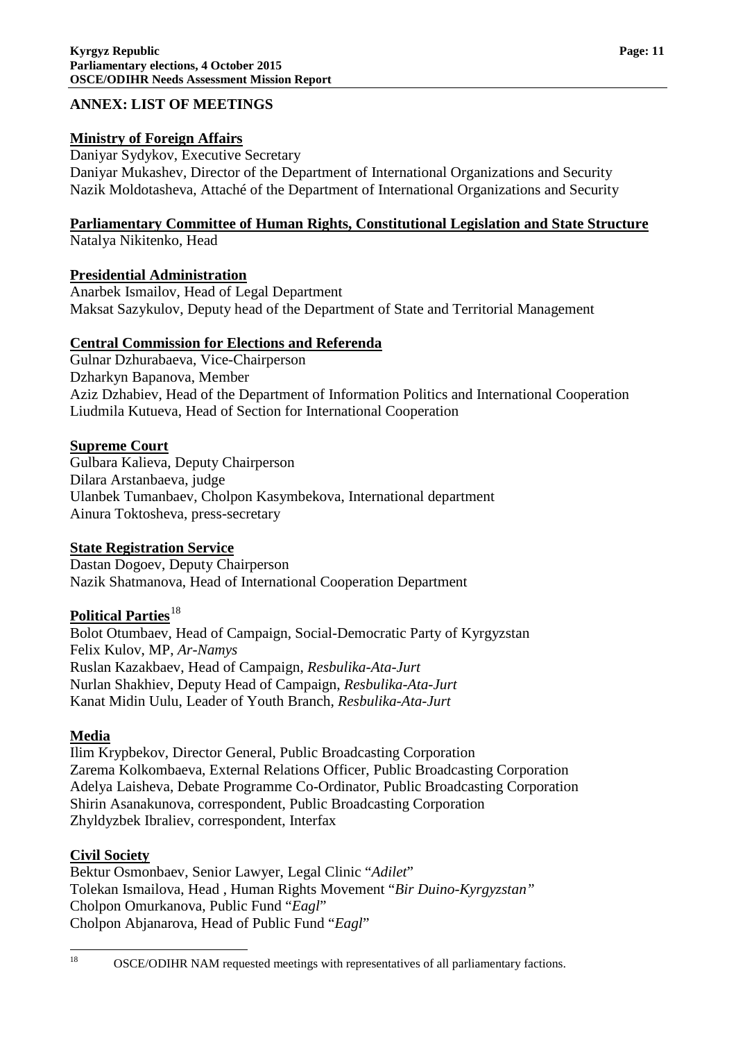## ANNEX: LIST OF MEETINGS

**Ministry of Foreign Affairs**

Daniyar Sydykov, Executive Secretary
Daniyar Mukashev, Director of the Department of International Organizations and Security
Nazik Moldotasheva, Attaché of the Department of International Organizations and Security

**Parliamentary Committee of Human Rights, Constitutional Legislation and State Structure**

Natalya Nikitenko, Head

**Presidential Administration**

Anarbek Ismailov, Head of Legal Department
Maksat Sazykulov, Deputy head of the Department of State and Territorial Management

**Central Commission for Elections and Referenda**

Gulnar Dzhurabaeva, Vice-Chairperson
Dzharkyn Bapanova, Member
Aziz Dzhabiev, Head of the Department of Information Politics and International Cooperation
Liudmila Kutueva, Head of Section for International Cooperation

**Supreme Court**

Gulbara Kalieva, Deputy Chairperson
Dilara Arstanbaeva, judge
Ulanbek Tumanbaev, Cholpon Kasymbekova, International department
Ainura Toktosheva, press-secretary

**State Registration Service**

Dastan Dogoev, Deputy Chairperson
Nazik Shatmanova, Head of International Cooperation Department

**Political Parties**[18]

Bolot Otumbaev, Head of Campaign, Social-Democratic Party of Kyrgyzstan
Felix Kulov, MP, *Ar-Namys*
Ruslan Kazakbaev, Head of Campaign, *Resbulika-Ata-Jurt*
Nurlan Shakhiev, Deputy Head of Campaign, *Resbulika-Ata-Jurt*
Kanat Midin Uulu, Leader of Youth Branch, *Resbulika-Ata-Jurt*

**Media**

Ilim Krypbekov, Director General, Public Broadcasting Corporation
Zarema Kolkombaeva, External Relations Officer, Public Broadcasting Corporation
Adelya Laisheva, Debate Programme Co-Ordinator, Public Broadcasting Corporation
Shirin Asanakunova, correspondent, Public Broadcasting Corporation
Zhyldyzbek Ibraliev, correspondent, Interfax

**Civil Society**

Bektur Osmonbaev, Senior Lawyer, Legal Clinic "*Adilet*"
Tolekan Ismailova, Head , Human Rights Movement "*Bir Duino-Kyrgyzstan"*
Cholpon Omurkanova, Public Fund "*Eagl*"
Cholpon Abjanarova, Head of Public Fund "*Eagl*"

---

[18] OSCE/ODIHR NAM requested meetings with representatives of all parliamentary factions.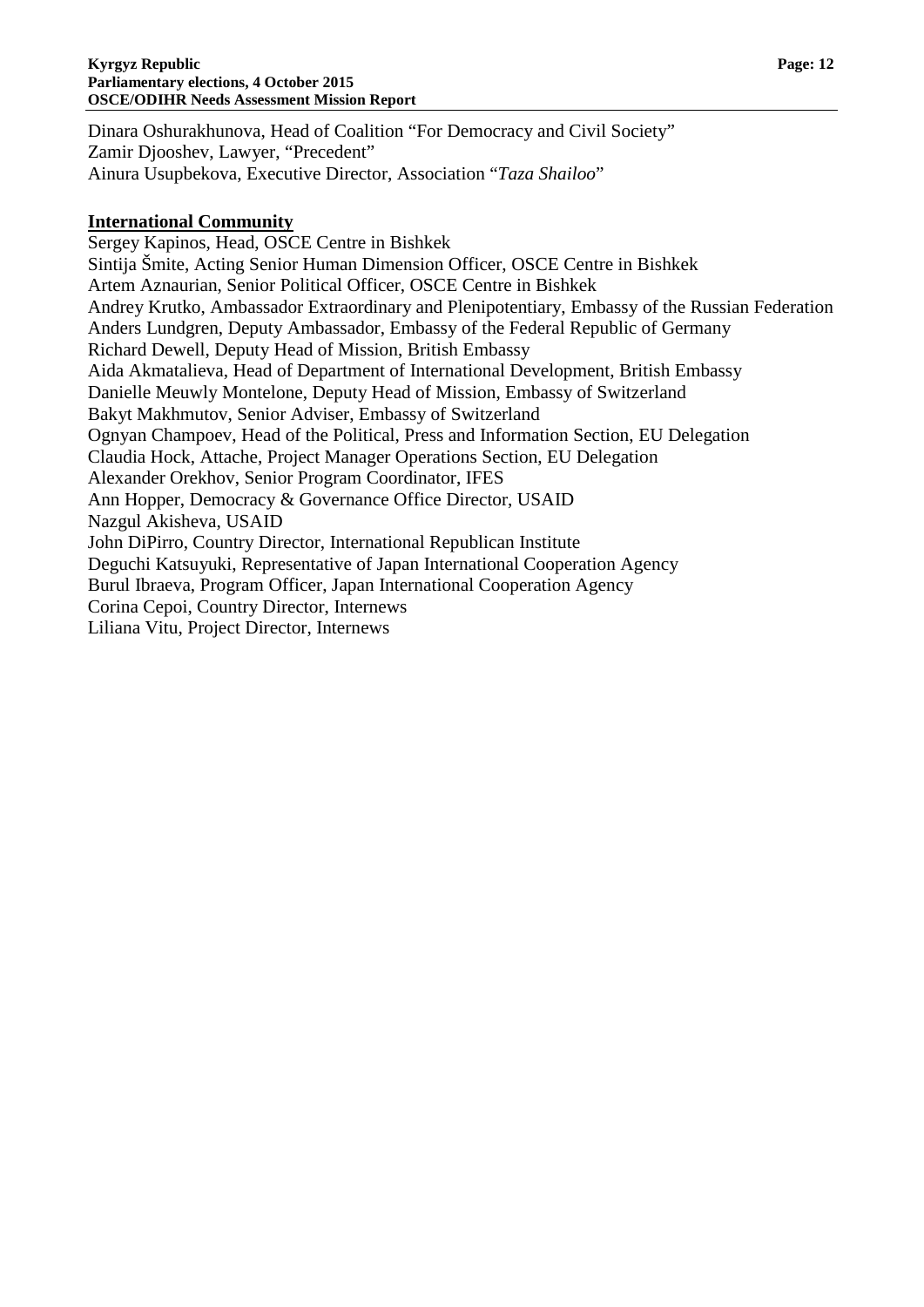Dinara Oshurakhunova, Head of Coalition "For Democracy and Civil Society"
Zamir Djooshev, Lawyer, "Precedent"
Ainura Usupbekova, Executive Director, Association "*Taza Shailoo*"

## International Community

Sergey Kapinos, Head, OSCE Centre in Bishkek
Sintija Šmite, Acting Senior Human Dimension Officer, OSCE Centre in Bishkek
Artem Aznaurian, Senior Political Officer, OSCE Centre in Bishkek
Andrey Krutko, Ambassador Extraordinary and Plenipotentiary, Embassy of the Russian Federation
Anders Lundgren, Deputy Ambassador, Embassy of the Federal Republic of Germany
Richard Dewell, Deputy Head of Mission, British Embassy
Aida Akmatalieva, Head of Department of International Development, British Embassy
Danielle Meuwly Montelone, Deputy Head of Mission, Embassy of Switzerland
Bakyt Makhmutov, Senior Adviser, Embassy of Switzerland
Ognyan Champoev, Head of the Political, Press and Information Section, EU Delegation
Claudia Hock, Attache, Project Manager Operations Section, EU Delegation
Alexander Orekhov, Senior Program Coordinator, IFES
Ann Hopper, Democracy & Governance Office Director, USAID
Nazgul Akisheva, USAID
John DiPirro, Country Director, International Republican Institute
Deguchi Katsuyuki, Representative of Japan International Cooperation Agency
Burul Ibraeva, Program Officer, Japan International Cooperation Agency
Corina Cepoi, Country Director, Internews
Liliana Vitu, Project Director, Internews